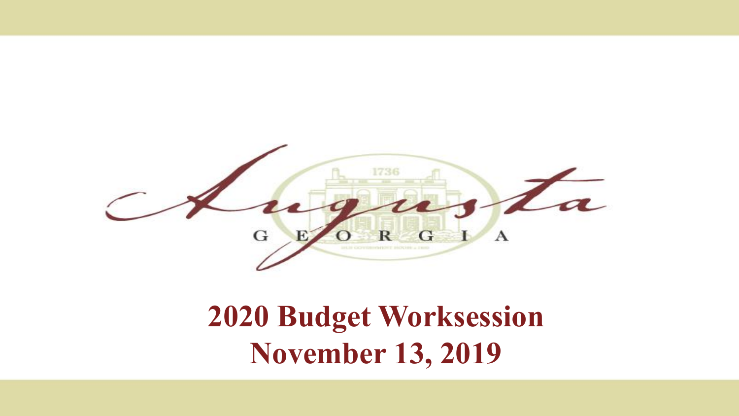Augusta

GEORGIA

# 2020 Budget Worksession
# November 13, 2019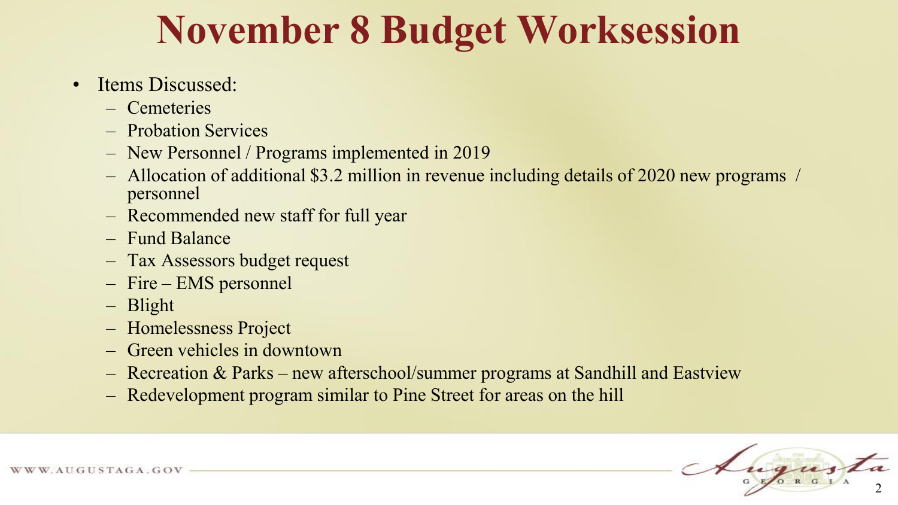# November 8 Budget Worksession

- Items Discussed:
  - Cemeteries
  - Probation Services
  - New Personnel / Programs implemented in 2019
  - Allocation of additional $3.2 million in revenue including details of 2020 new programs / personnel
  - Recommended new staff for full year
  - Fund Balance
  - Tax Assessors budget request
  - Fire – EMS personnel
  - Blight
  - Homelessness Project
  - Green vehicles in downtown
  - Recreation & Parks – new afterschool/summer programs at Sandhill and Eastview
  - Redevelopment program similar to Pine Street for areas on the hill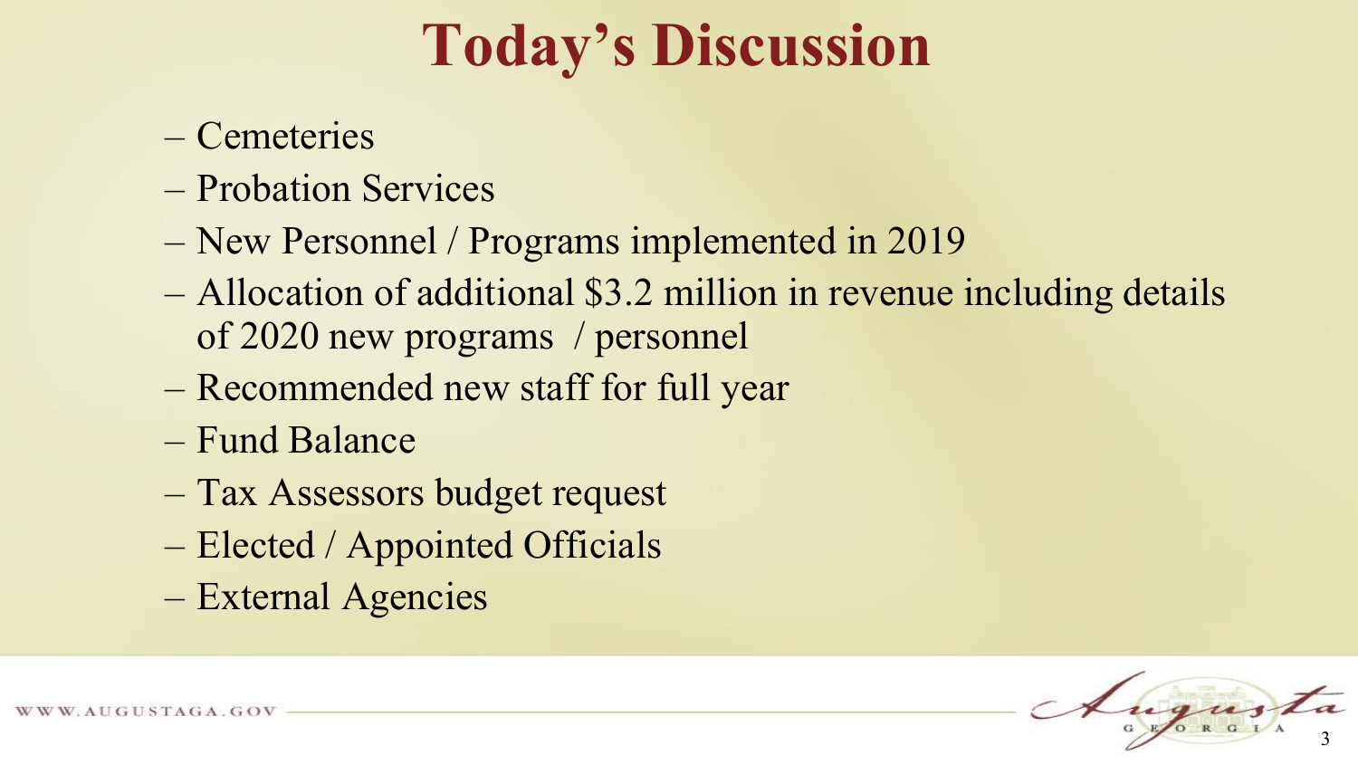# Today's Discussion

- Cemeteries
- Probation Services
- New Personnel / Programs implemented in 2019
- Allocation of additional $3.2 million in revenue including details of 2020 new programs / personnel
- Recommended new staff for full year
- Fund Balance
- Tax Assessors budget request
- Elected / Appointed Officials
- External Agencies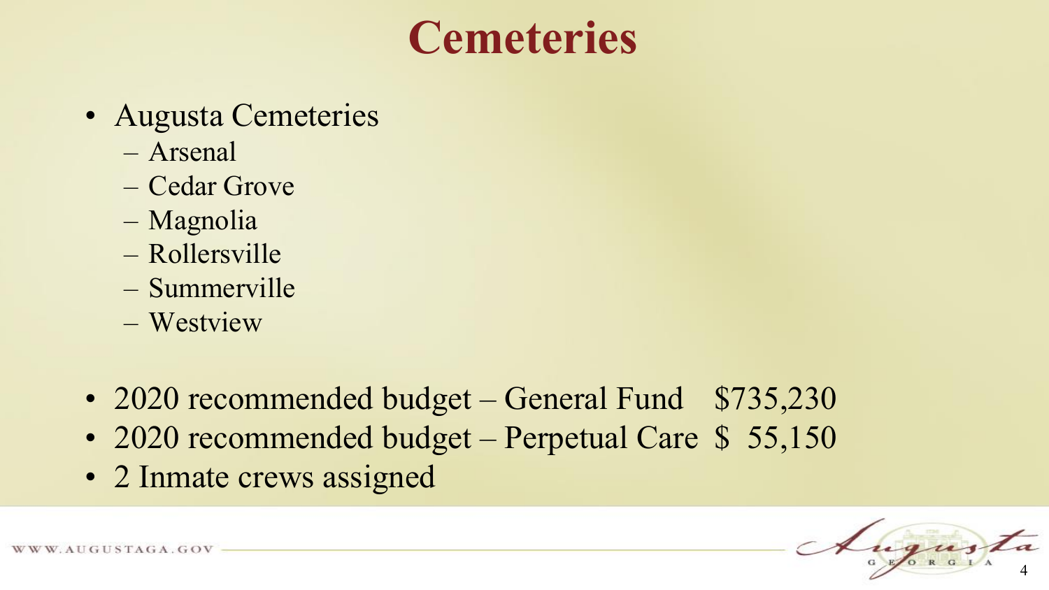# Cemeteries

- Augusta Cemeteries
  - Arsenal
  - Cedar Grove
  - Magnolia
  - Rollersville
  - Summerville
  - Westview

- 2020 recommended budget – General Fund $735,230
- 2020 recommended budget – Perpetual Care $ 55,150
- 2 Inmate crews assigned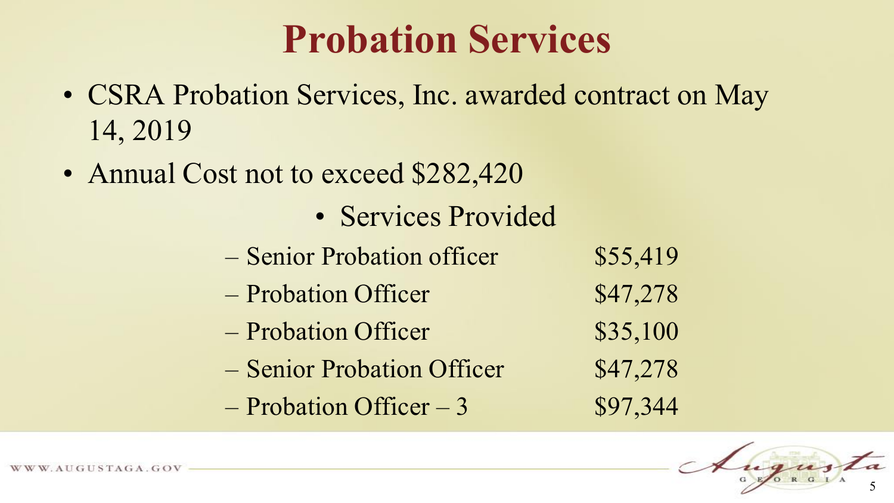# Probation Services

- CSRA Probation Services, Inc. awarded contract on May 14, 2019
- Annual Cost not to exceed $282,420
  - Services Provided

| | |
|---|---|
| – Senior Probation officer | $55,419 |
| – Probation Officer | $47,278 |
| – Probation Officer | $35,100 |
| – Senior Probation Officer | $47,278 |
| – Probation Officer – 3 | $97,344 |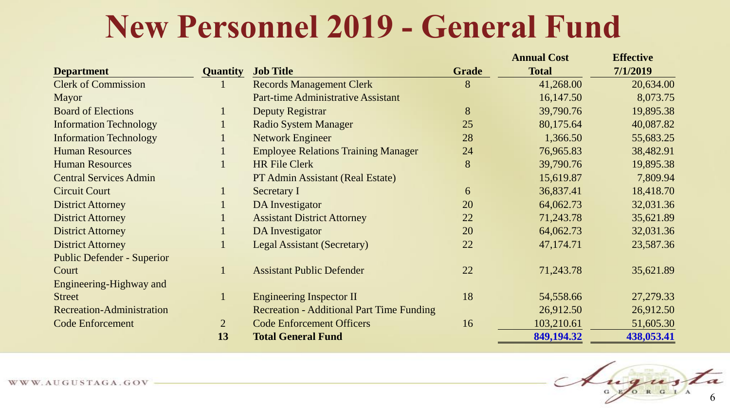# New Personnel 2019 - General Fund

| Department | Quantity | Job Title | Grade | Annual Cost Total | Effective 7/1/2019 |
|---|---|---|---|---|---|
| Clerk of Commission | 1 | Records Management Clerk | 8 | 41,268.00 | 20,634.00 |
| Mayor | | Part-time Administrative Assistant | | 16,147.50 | 8,073.75 |
| Board of Elections | 1 | Deputy Registrar | 8 | 39,790.76 | 19,895.38 |
| Information Technology | 1 | Radio System Manager | 25 | 80,175.64 | 40,087.82 |
| Information Technology | 1 | Network Engineer | 28 | 1,366.50 | 55,683.25 |
| Human Resources | 1 | Employee Relations Training Manager | 24 | 76,965.83 | 38,482.91 |
| Human Resources | 1 | HR File Clerk | 8 | 39,790.76 | 19,895.38 |
| Central Services Admin | | PT Admin Assistant (Real Estate) | | 15,619.87 | 7,809.94 |
| Circuit Court | 1 | Secretary I | 6 | 36,837.41 | 18,418.70 |
| District Attorney | 1 | DA Investigator | 20 | 64,062.73 | 32,031.36 |
| District Attorney | 1 | Assistant District Attorney | 22 | 71,243.78 | 35,621.89 |
| District Attorney | 1 | DA Investigator | 20 | 64,062.73 | 32,031.36 |
| District Attorney | 1 | Legal Assistant (Secretary) | 22 | 47,174.71 | 23,587.36 |
| Public Defender - Superior Court | 1 | Assistant Public Defender | 22 | 71,243.78 | 35,621.89 |
| Engineering-Highway and Street | 1 | Engineering Inspector II | 18 | 54,558.66 | 27,279.33 |
| Recreation-Administration | | Recreation - Additional Part Time Funding | | 26,912.50 | 26,912.50 |
| Code Enforcement | 2 | Code Enforcement Officers | 16 | 103,210.61 | 51,605.30 |
| | **13** | **Total General Fund** | | **849,194.32** | **438,053.41** |

WWW.AUGUSTAGA.GOV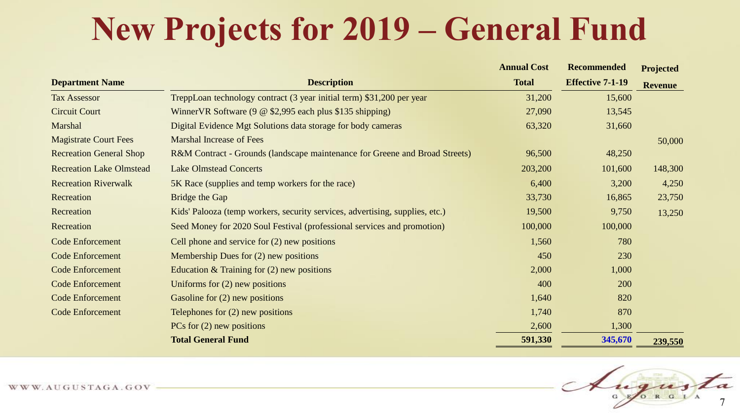# New Projects for 2019 – General Fund

| Department Name | Description | Annual Cost Total | Recommended Effective 7-1-19 | Projected Revenue |
|---|---|---|---|---|
| Tax Assessor | TreppLoan technology contract (3 year initial term) $31,200 per year | 31,200 | 15,600 | |
| Circuit Court | WinnerVR Software (9 @ $2,995 each plus $135 shipping) | 27,090 | 13,545 | |
| Marshal | Digital Evidence Mgt Solutions data storage for body cameras | 63,320 | 31,660 | |
| Magistrate Court Fees | Marshal Increase of Fees | | | 50,000 |
| Recreation General Shop | R&M Contract - Grounds (landscape maintenance for Greene and Broad Streets) | 96,500 | 48,250 | |
| Recreation Lake Olmstead | Lake Olmstead Concerts | 203,200 | 101,600 | 148,300 |
| Recreation Riverwalk | 5K Race (supplies and temp workers for the race) | 6,400 | 3,200 | 4,250 |
| Recreation | Bridge the Gap | 33,730 | 16,865 | 23,750 |
| Recreation | Kids' Palooza (temp workers, security services, advertising, supplies, etc.) | 19,500 | 9,750 | 13,250 |
| Recreation | Seed Money for 2020 Soul Festival (professional services and promotion) | 100,000 | 100,000 | |
| Code Enforcement | Cell phone and service for (2) new positions | 1,560 | 780 | |
| Code Enforcement | Membership Dues for (2) new positions | 450 | 230 | |
| Code Enforcement | Education & Training for (2) new positions | 2,000 | 1,000 | |
| Code Enforcement | Uniforms for (2) new positions | 400 | 200 | |
| Code Enforcement | Gasoline for (2) new positions | 1,640 | 820 | |
| Code Enforcement | Telephones for (2) new positions | 1,740 | 870 | |
| | PCs for (2) new positions | 2,600 | 1,300 | |
| | **Total General Fund** | **591,330** | **345,670** | **239,550** |

WWW.AUGUSTAGA.GOV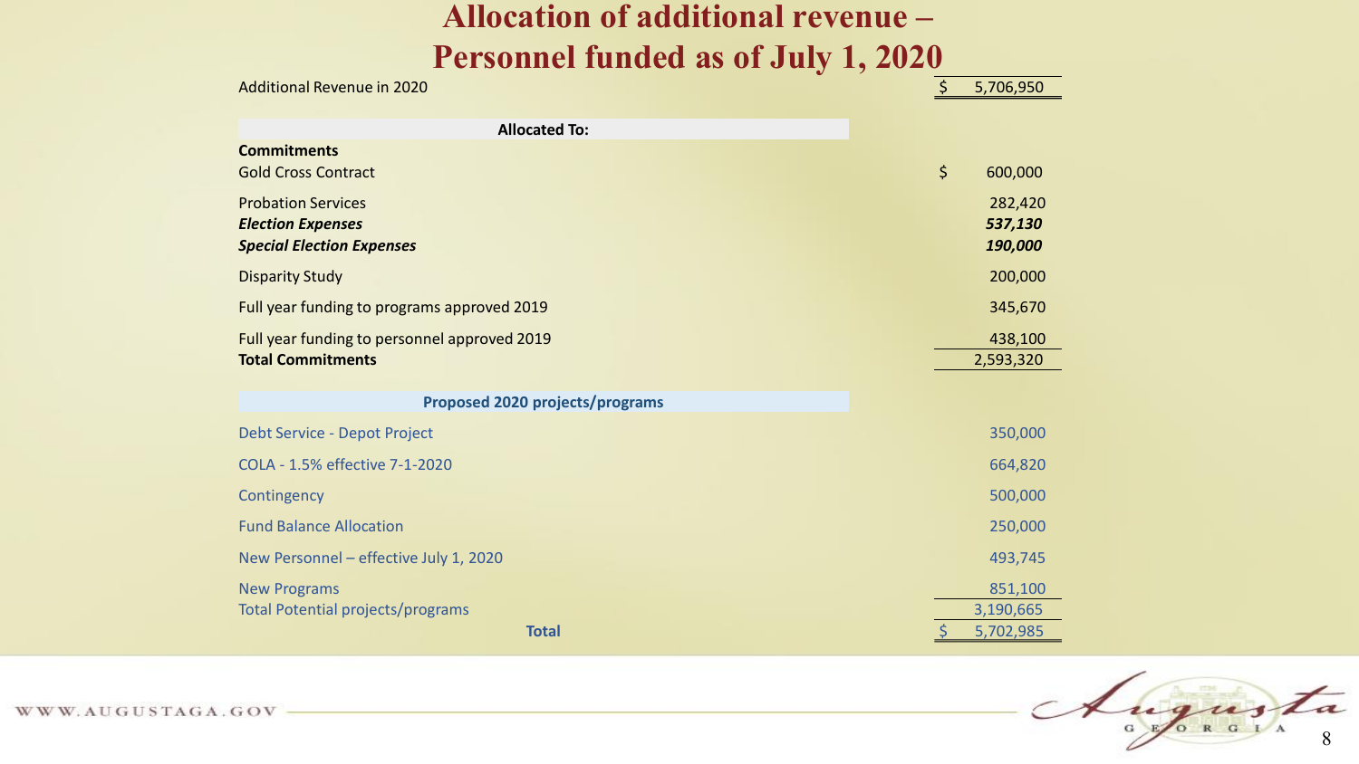# Allocation of additional revenue – Personnel funded as of July 1, 2020

| | |
|---|---|
| Additional Revenue in 2020 | $ 5,706,950 |
| **Allocated To:** | |
| **Commitments** | |
| Gold Cross Contract | $ 600,000 |
| Probation Services | 282,420 |
| ***Election Expenses*** | ***537,130*** |
| ***Special Election Expenses*** | ***190,000*** |
| Disparity Study | 200,000 |
| Full year funding to programs approved 2019 | 345,670 |
| Full year funding to personnel approved 2019 | 438,100 |
| **Total Commitments** | 2,593,320 |
| **Proposed 2020 projects/programs** | |
| Debt Service - Depot Project | 350,000 |
| COLA - 1.5% effective 7-1-2020 | 664,820 |
| Contingency | 500,000 |
| Fund Balance Allocation | 250,000 |
| New Personnel – effective July 1, 2020 | 493,745 |
| New Programs | 851,100 |
| Total Potential projects/programs | 3,190,665 |
| **Total** | $ 5,702,985 |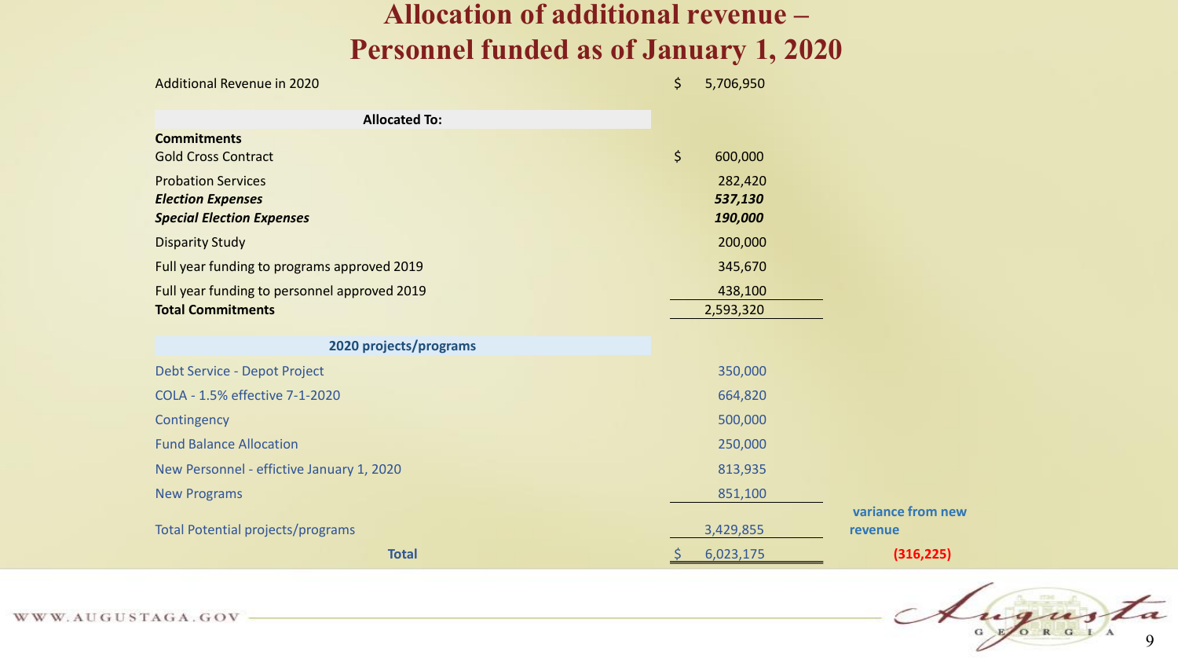# Allocation of additional revenue – Personnel funded as of January 1, 2020

| | | |
|---|---|---|
| Additional Revenue in 2020 | $ 5,706,950 | |
| **Allocated To:** | | |
| **Commitments** | | |
| Gold Cross Contract | $ 600,000 | |
| Probation Services | 282,420 | |
| ***Election Expenses*** | ***537,130*** | |
| ***Special Election Expenses*** | ***190,000*** | |
| Disparity Study | 200,000 | |
| Full year funding to programs approved 2019 | 345,670 | |
| Full year funding to personnel approved 2019 | 438,100 | |
| **Total Commitments** | 2,593,320 | |
| **2020 projects/programs** | | |
| Debt Service - Depot Project | 350,000 | |
| COLA - 1.5% effective 7-1-2020 | 664,820 | |
| Contingency | 500,000 | |
| Fund Balance Allocation | 250,000 | |
| New Personnel - effective January 1, 2020 | 813,935 | |
| New Programs | 851,100 | |
| Total Potential projects/programs | 3,429,855 | **variance from new revenue** |
| **Total** | $ 6,023,175 | **(316,225)** |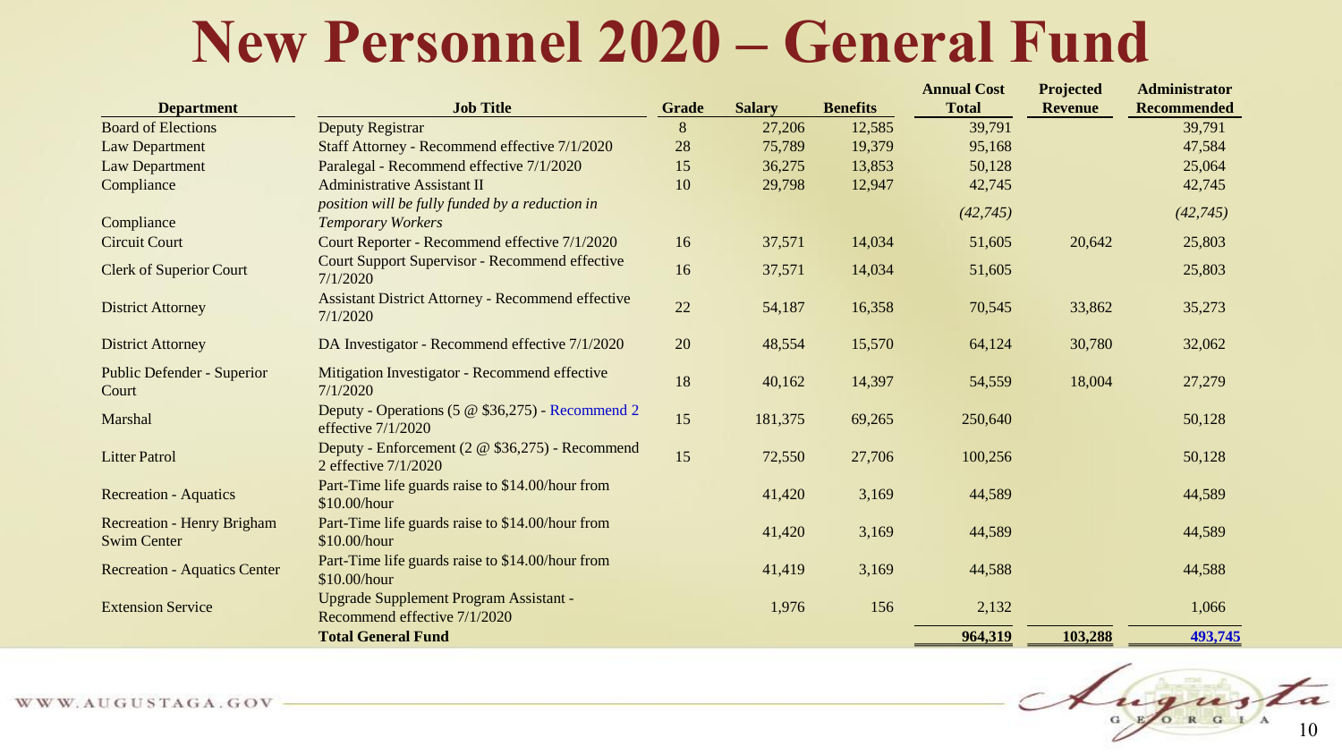# New Personnel 2020 – General Fund

| Department | Job Title | Grade | Salary | Benefits | Annual Cost Total | Projected Revenue | Administrator Recommended |
|---|---|---|---|---|---|---|---|
| Board of Elections | Deputy Registrar | 8 | 27,206 | 12,585 | 39,791 | | 39,791 |
| Law Department | Staff Attorney - Recommend effective 7/1/2020 | 28 | 75,789 | 19,379 | 95,168 | | 47,584 |
| Law Department | Paralegal - Recommend effective 7/1/2020 | 15 | 36,275 | 13,853 | 50,128 | | 25,064 |
| Compliance | Administrative Assistant II | 10 | 29,798 | 12,947 | 42,745 | | 42,745 |
| Compliance | *position will be fully funded by a reduction in Temporary Workers* | | | | *(42,745)* | | *(42,745)* |
| Circuit Court | Court Reporter - Recommend effective 7/1/2020 | 16 | 37,571 | 14,034 | 51,605 | 20,642 | 25,803 |
| Clerk of Superior Court | Court Support Supervisor - Recommend effective 7/1/2020 | 16 | 37,571 | 14,034 | 51,605 | | 25,803 |
| District Attorney | Assistant District Attorney - Recommend effective 7/1/2020 | 22 | 54,187 | 16,358 | 70,545 | 33,862 | 35,273 |
| District Attorney | DA Investigator - Recommend effective 7/1/2020 | 20 | 48,554 | 15,570 | 64,124 | 30,780 | 32,062 |
| Public Defender - Superior Court | Mitigation Investigator - Recommend effective 7/1/2020 | 18 | 40,162 | 14,397 | 54,559 | 18,004 | 27,279 |
| Marshal | Deputy - Operations (5 @ $36,275) - Recommend 2 effective 7/1/2020 | 15 | 181,375 | 69,265 | 250,640 | | 50,128 |
| Litter Patrol | Deputy - Enforcement (2 @ $36,275) - Recommend 2 effective 7/1/2020 | 15 | 72,550 | 27,706 | 100,256 | | 50,128 |
| Recreation - Aquatics | Part-Time life guards raise to $14.00/hour from $10.00/hour | | 41,420 | 3,169 | 44,589 | | 44,589 |
| Recreation - Henry Brigham Swim Center | Part-Time life guards raise to $14.00/hour from $10.00/hour | | 41,420 | 3,169 | 44,589 | | 44,589 |
| Recreation - Aquatics Center | Part-Time life guards raise to $14.00/hour from $10.00/hour | | 41,419 | 3,169 | 44,588 | | 44,588 |
| Extension Service | Upgrade Supplement Program Assistant - Recommend effective 7/1/2020 | | 1,976 | 156 | 2,132 | | 1,066 |
| | **Total General Fund** | | | | **964,319** | **103,288** | **493,745** |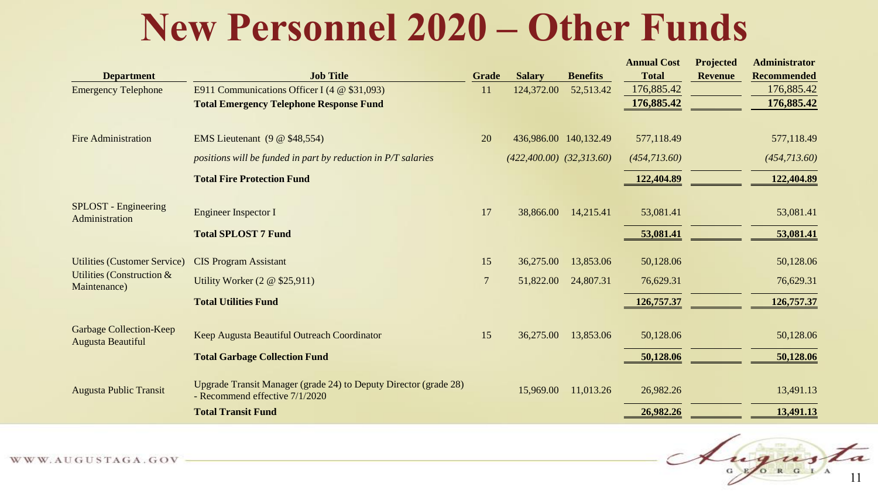# New Personnel 2020 – Other Funds

| Department | Job Title | Grade | Salary | Benefits | Annual Cost Total | Projected Revenue | Administrator Recommended |
|---|---|---|---|---|---|---|---|
| Emergency Telephone | E911 Communications Officer I (4 @ $31,093) | 11 | 124,372.00 | 52,513.42 | 176,885.42 | | 176,885.42 |
| | **Total Emergency Telephone Response Fund** | | | | **176,885.42** | | **176,885.42** |
| Fire Administration | EMS Lieutenant (9 @ $48,554) | 20 | 436,986.00 | 140,132.49 | 577,118.49 | | 577,118.49 |
| | *positions will be funded in part by reduction in P/T salaries* | | *(422,400.00)* | *(32,313.60)* | *(454,713.60)* | | *(454,713.60)* |
| | **Total Fire Protection Fund** | | | | **122,404.89** | | **122,404.89** |
| SPLOST - Engineering Administration | Engineer Inspector I | 17 | 38,866.00 | 14,215.41 | 53,081.41 | | 53,081.41 |
| | **Total SPLOST 7 Fund** | | | | **53,081.41** | | **53,081.41** |
| Utilities (Customer Service) | CIS Program Assistant | 15 | 36,275.00 | 13,853.06 | 50,128.06 | | 50,128.06 |
| Utilities (Construction & Maintenance) | Utility Worker (2 @ $25,911) | 7 | 51,822.00 | 24,807.31 | 76,629.31 | | 76,629.31 |
| | **Total Utilities Fund** | | | | **126,757.37** | | **126,757.37** |
| Garbage Collection-Keep Augusta Beautiful | Keep Augusta Beautiful Outreach Coordinator | 15 | 36,275.00 | 13,853.06 | 50,128.06 | | 50,128.06 |
| | **Total Garbage Collection Fund** | | | | **50,128.06** | | **50,128.06** |
| Augusta Public Transit | Upgrade Transit Manager (grade 24) to Deputy Director (grade 28) - Recommend effective 7/1/2020 | | 15,969.00 | 11,013.26 | 26,982.26 | | 13,491.13 |
| | **Total Transit Fund** | | | | **26,982.26** | | **13,491.13** |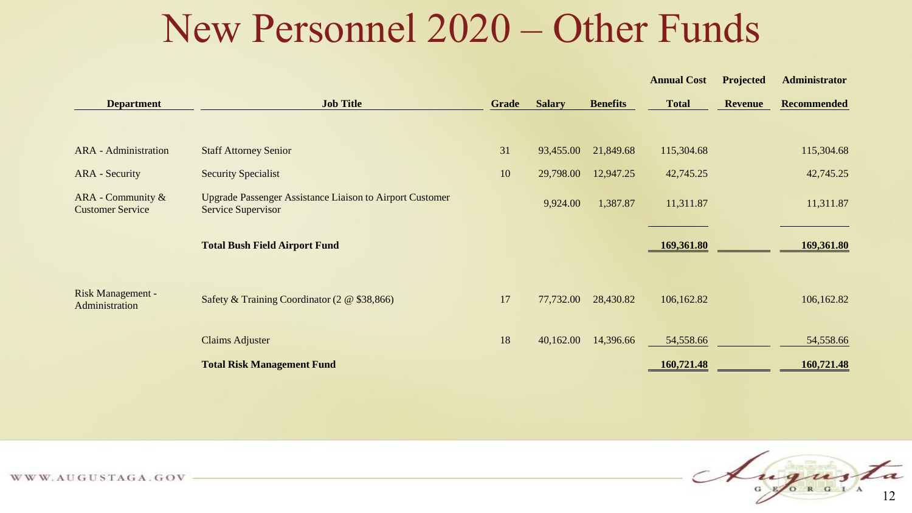# New Personnel 2020 – Other Funds

| Department | Job Title | Grade | Salary | Benefits | Annual Cost Total | Projected Revenue | Administrator Recommended |
|---|---|---|---|---|---|---|---|
| ARA - Administration | Staff Attorney Senior | 31 | 93,455.00 | 21,849.68 | 115,304.68 | | 115,304.68 |
| ARA - Security | Security Specialist | 10 | 29,798.00 | 12,947.25 | 42,745.25 | | 42,745.25 |
| ARA - Community & Customer Service | Upgrade Passenger Assistance Liaison to Airport Customer Service Supervisor | | 9,924.00 | 1,387.87 | 11,311.87 | | 11,311.87 |
| | **Total Bush Field Airport Fund** | | | | **169,361.80** | | **169,361.80** |
| Risk Management - Administration | Safety & Training Coordinator (2 @ $38,866) | 17 | 77,732.00 | 28,430.82 | 106,162.82 | | 106,162.82 |
| | Claims Adjuster | 18 | 40,162.00 | 14,396.66 | 54,558.66 | | 54,558.66 |
| | **Total Risk Management Fund** | | | | **160,721.48** | | **160,721.48** |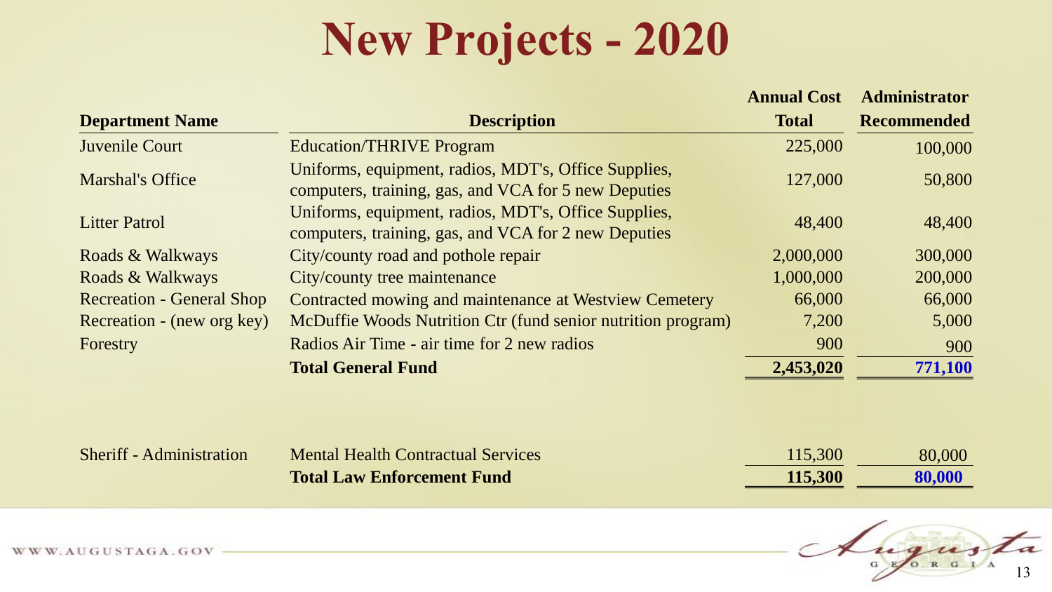# New Projects - 2020

| Department Name | Description | Annual Cost Total | Administrator Recommended |
|---|---|---|---|
| Juvenile Court | Education/THRIVE Program | 225,000 | 100,000 |
| Marshal's Office | Uniforms, equipment, radios, MDT's, Office Supplies, computers, training, gas, and VCA for 5 new Deputies | 127,000 | 50,800 |
| Litter Patrol | Uniforms, equipment, radios, MDT's, Office Supplies, computers, training, gas, and VCA for 2 new Deputies | 48,400 | 48,400 |
| Roads & Walkways | City/county road and pothole repair | 2,000,000 | 300,000 |
| Roads & Walkways | City/county tree maintenance | 1,000,000 | 200,000 |
| Recreation - General Shop | Contracted mowing and maintenance at Westview Cemetery | 66,000 | 66,000 |
| Recreation - (new org key) | McDuffie Woods Nutrition Ctr (fund senior nutrition program) | 7,200 | 5,000 |
| Forestry | Radios Air Time - air time for 2 new radios | 900 | 900 |
| | **Total General Fund** | **2,453,020** | **771,100** |
| | | | |
| Sheriff - Administration | Mental Health Contractual Services | 115,300 | 80,000 |
| | **Total Law Enforcement Fund** | **115,300** | **80,000** |

WWW.AUGUSTAGA.GOV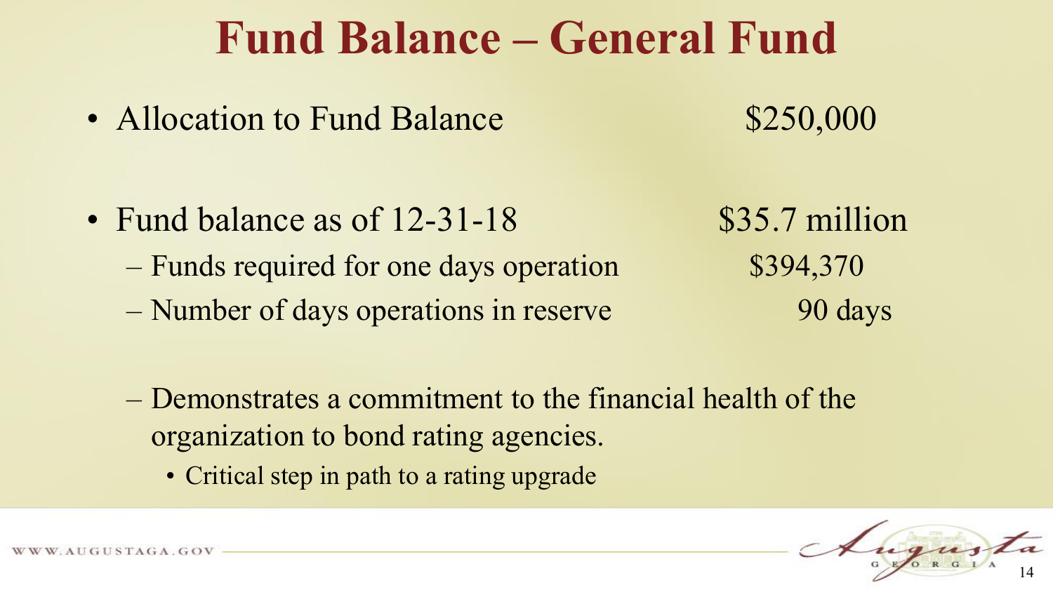# Fund Balance – General Fund

- Allocation to Fund Balance $250,000

- Fund balance as of 12-31-18 $35.7 million
  - Funds required for one days operation $394,370
  - Number of days operations in reserve 90 days

  - Demonstrates a commitment to the financial health of the organization to bond rating agencies.
    - Critical step in path to a rating upgrade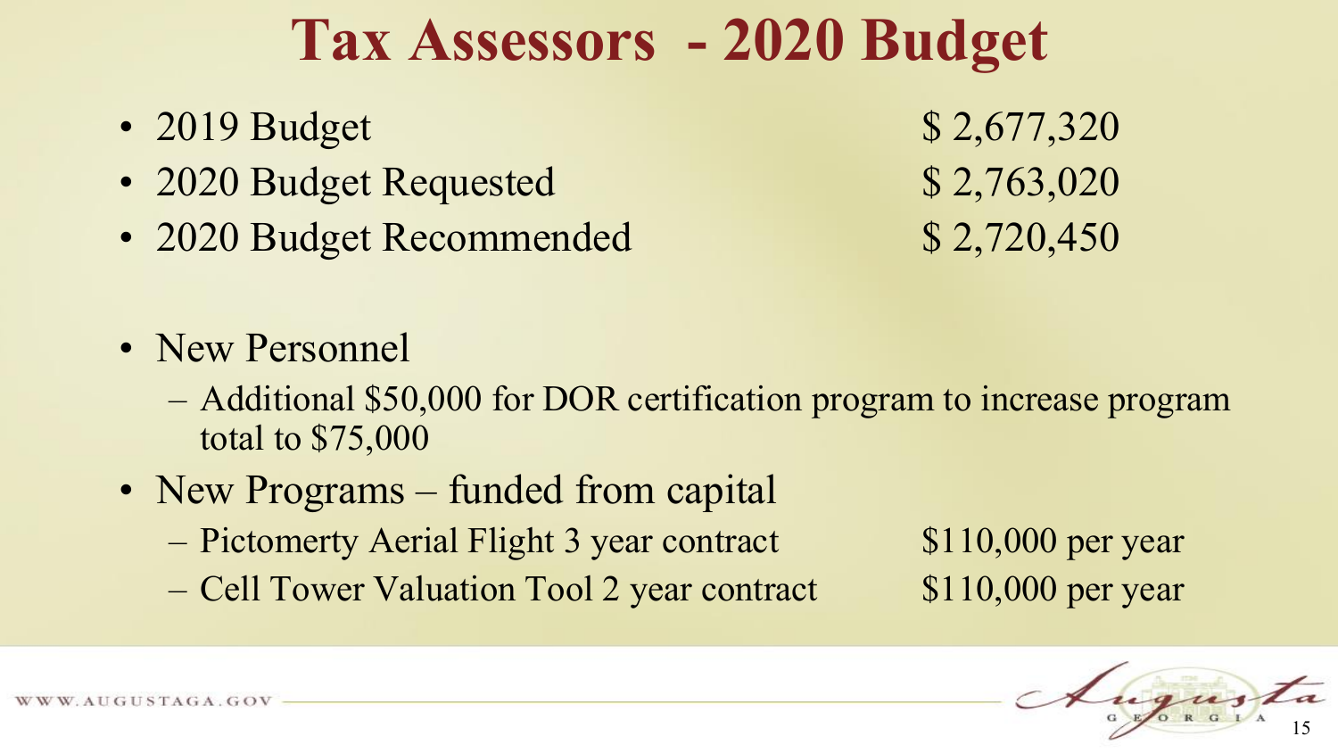# Tax Assessors - 2020 Budget

- 2019 Budget $ 2,677,320
- 2020 Budget Requested $ 2,763,020
- 2020 Budget Recommended $ 2,720,450

- New Personnel
  - Additional $50,000 for DOR certification program to increase program total to $75,000
- New Programs – funded from capital
  - Pictomerty Aerial Flight 3 year contract $110,000 per year
  - Cell Tower Valuation Tool 2 year contract $110,000 per year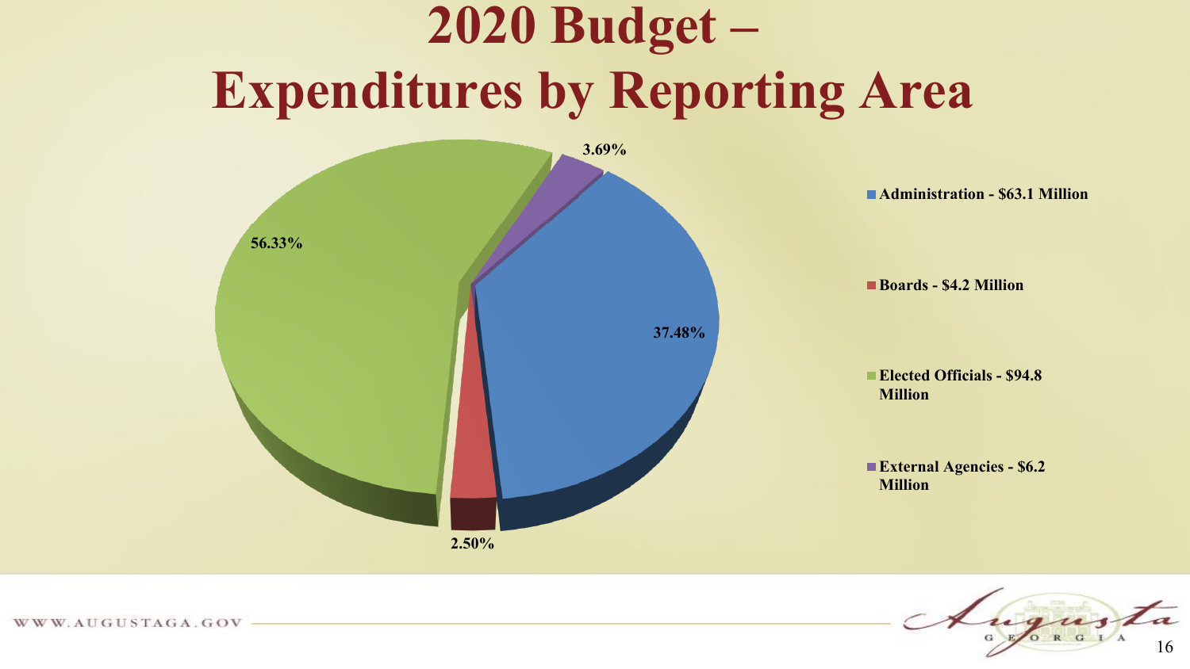# 2020 Budget – Expenditures by Reporting Area

- Administration - $63.1 Million — 37.48%
- Boards - $4.2 Million — 2.50%
- Elected Officials - $94.8 Million — 56.33%
- External Agencies - $6.2 Million — 3.69%

WWW.AUGUSTAGA.GOV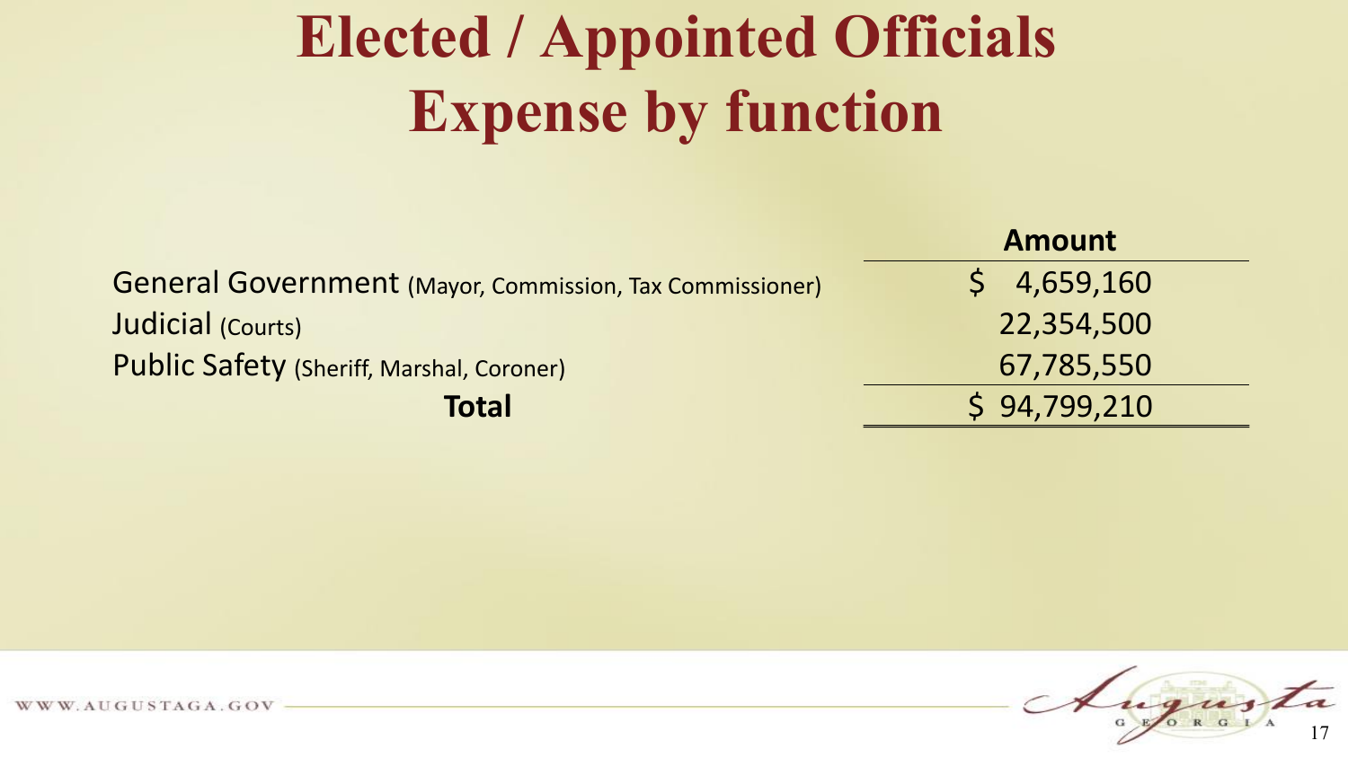# Elected / Appointed Officials Expense by function

| | Amount |
|---|---|
| General Government (Mayor, Commission, Tax Commissioner) | $ 4,659,160 |
| Judicial (Courts) | 22,354,500 |
| Public Safety (Sheriff, Marshal, Coroner) | 67,785,550 |
| **Total** | $ 94,799,210 |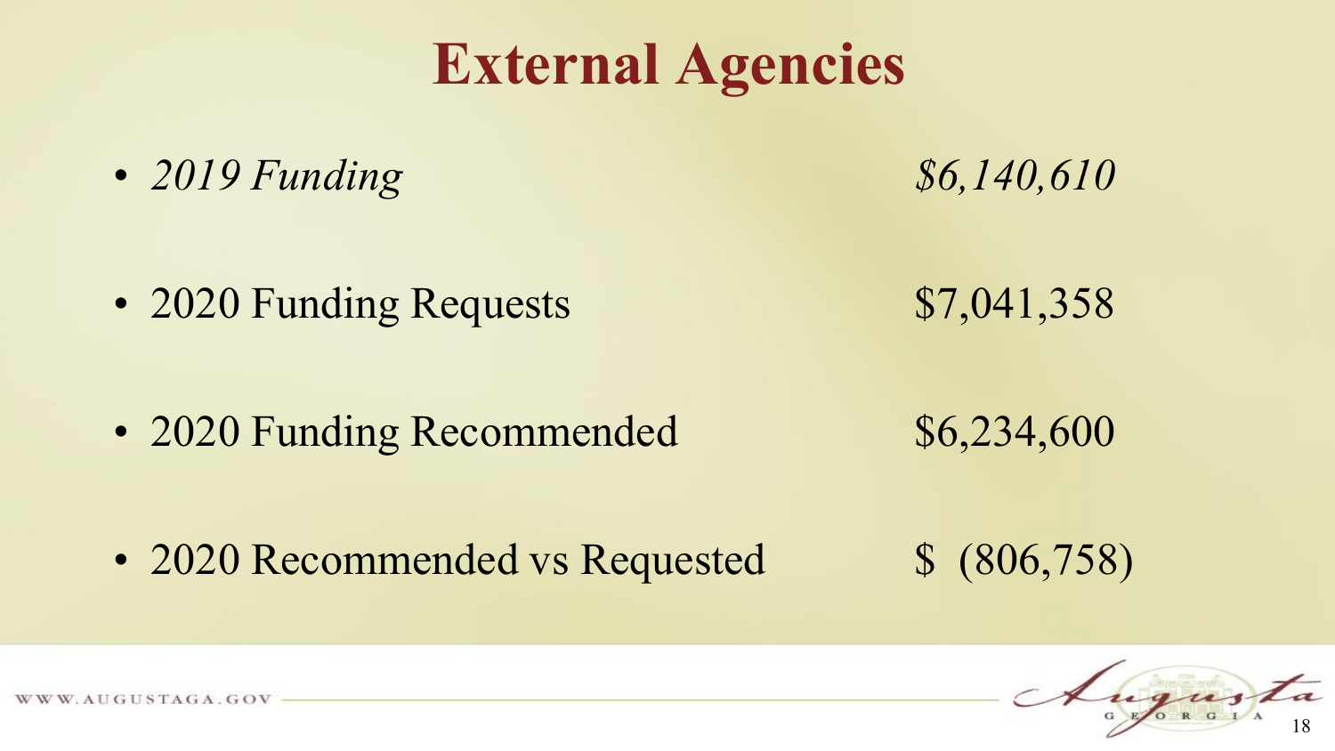# External Agencies

- *2019 Funding* *$6,140,610*
- 2020 Funding Requests $7,041,358
- 2020 Funding Recommended $6,234,600
- 2020 Recommended vs Requested $ (806,758)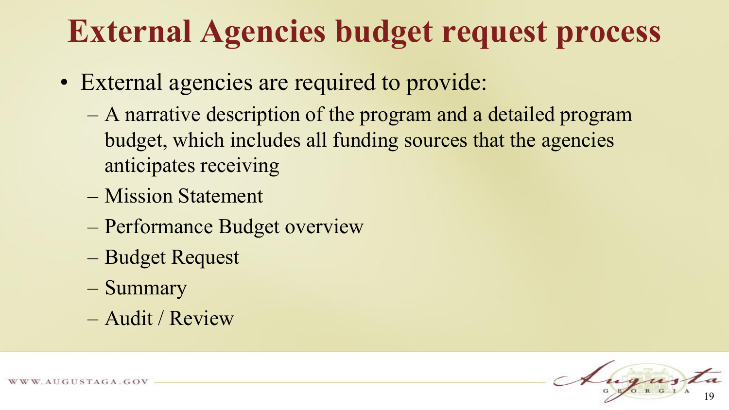# External Agencies budget request process

- External agencies are required to provide:
  - A narrative description of the program and a detailed program budget, which includes all funding sources that the agencies anticipates receiving
  - Mission Statement
  - Performance Budget overview
  - Budget Request
  - Summary
  - Audit / Review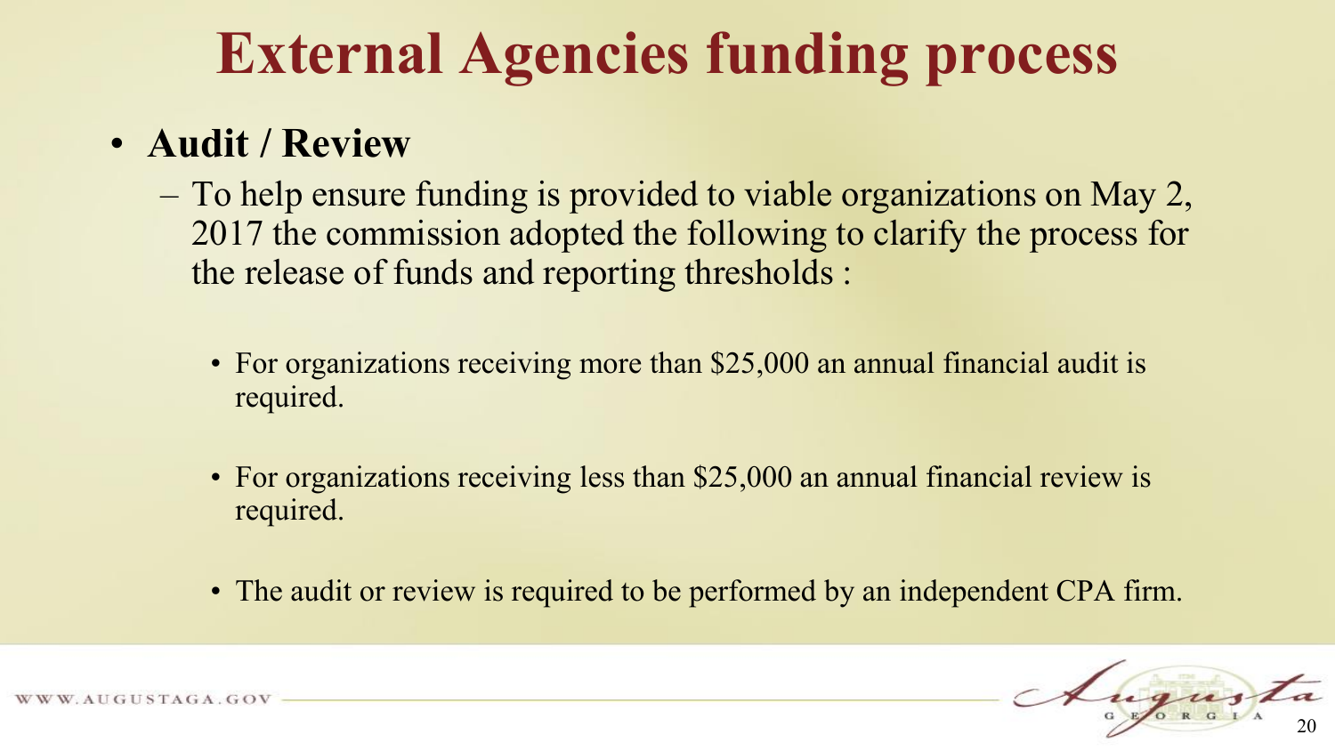# External Agencies funding process

- **Audit / Review**
  - To help ensure funding is provided to viable organizations on May 2, 2017 the commission adopted the following to clarify the process for the release of funds and reporting thresholds :
    - For organizations receiving more than $25,000 an annual financial audit is required.
    - For organizations receiving less than $25,000 an annual financial review is required.
    - The audit or review is required to be performed by an independent CPA firm.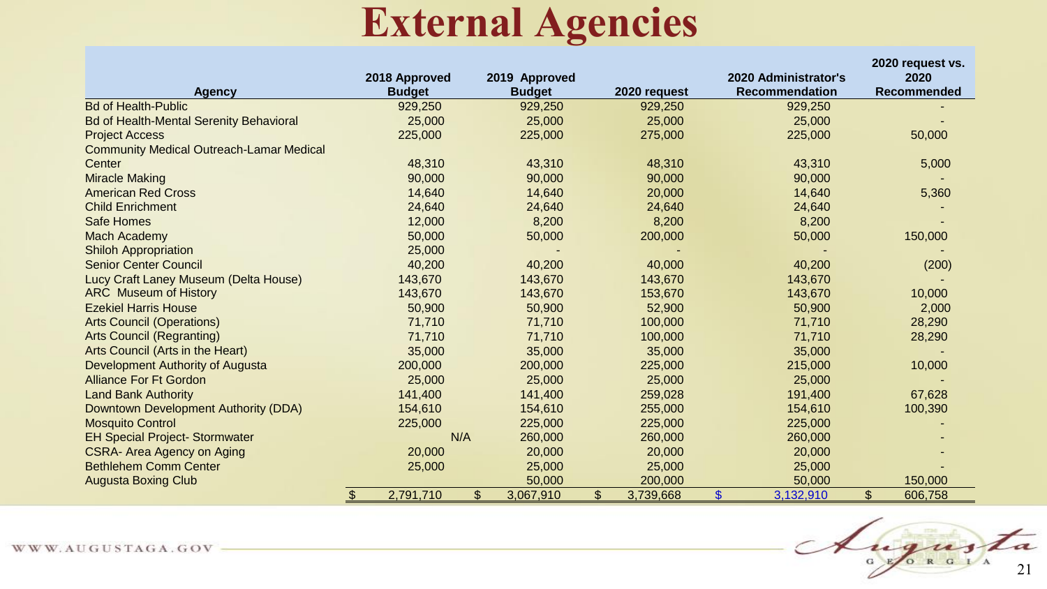# External Agencies

| Agency | 2018 Approved Budget | 2019 Approved Budget | 2020 request | 2020 Administrator's Recommendation | 2020 request vs. 2020 Recommended |
|---|---|---|---|---|---|
| Bd of Health-Public | 929,250 | 929,250 | 929,250 | 929,250 | - |
| Bd of Health-Mental Serenity Behavioral | 25,000 | 25,000 | 25,000 | 25,000 | - |
| Project Access | 225,000 | 225,000 | 275,000 | 225,000 | 50,000 |
| Community Medical Outreach-Lamar Medical Center | 48,310 | 43,310 | 48,310 | 43,310 | 5,000 |
| Miracle Making | 90,000 | 90,000 | 90,000 | 90,000 | - |
| American Red Cross | 14,640 | 14,640 | 20,000 | 14,640 | 5,360 |
| Child Enrichment | 24,640 | 24,640 | 24,640 | 24,640 | - |
| Safe Homes | 12,000 | 8,200 | 8,200 | 8,200 | - |
| Mach Academy | 50,000 | 50,000 | 200,000 | 50,000 | 150,000 |
| Shiloh Appropriation | 25,000 | - | - | - | - |
| Senior Center Council | 40,200 | 40,200 | 40,000 | 40,200 | (200) |
| Lucy Craft Laney Museum (Delta House) | 143,670 | 143,670 | 143,670 | 143,670 | - |
| ARC Museum of History | 143,670 | 143,670 | 153,670 | 143,670 | 10,000 |
| Ezekiel Harris House | 50,900 | 50,900 | 52,900 | 50,900 | 2,000 |
| Arts Council (Operations) | 71,710 | 71,710 | 100,000 | 71,710 | 28,290 |
| Arts Council (Regranting) | 71,710 | 71,710 | 100,000 | 71,710 | 28,290 |
| Arts Council (Arts in the Heart) | 35,000 | 35,000 | 35,000 | 35,000 | - |
| Development Authority of Augusta | 200,000 | 200,000 | 225,000 | 215,000 | 10,000 |
| Alliance For Ft Gordon | 25,000 | 25,000 | 25,000 | 25,000 | - |
| Land Bank Authority | 141,400 | 141,400 | 259,028 | 191,400 | 67,628 |
| Downtown Development Authority (DDA) | 154,610 | 154,610 | 255,000 | 154,610 | 100,390 |
| Mosquito Control | 225,000 | 225,000 | 225,000 | 225,000 | - |
| EH Special Project- Stormwater | N/A | 260,000 | 260,000 | 260,000 | - |
| CSRA- Area Agency on Aging | 20,000 | 20,000 | 20,000 | 20,000 | - |
| Bethlehem Comm Center | 25,000 | 25,000 | 25,000 | 25,000 | - |
| Augusta Boxing Club | | 50,000 | 200,000 | 50,000 | 150,000 |
| | $ 2,791,710 | $ 3,067,910 | $ 3,739,668 | $ 3,132,910 | $ 606,758 |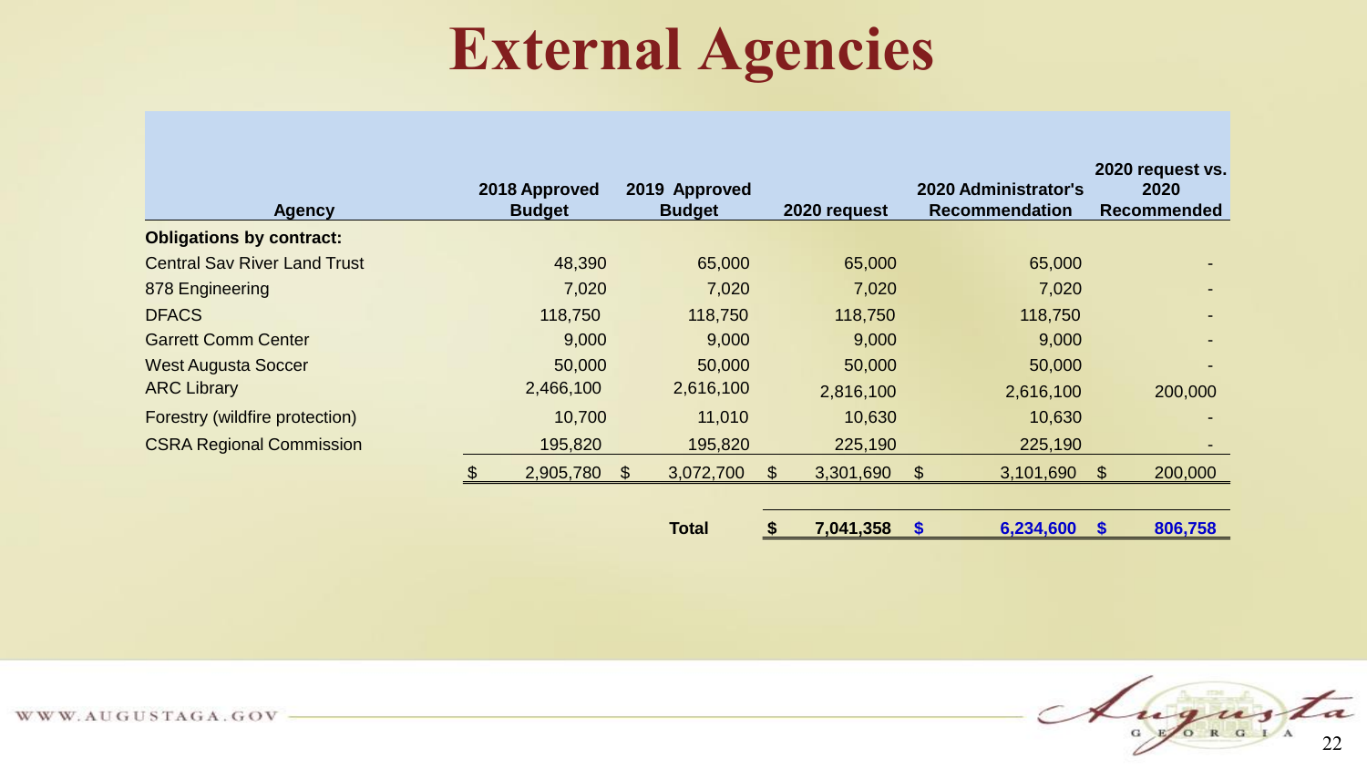# External Agencies

| Agency | 2018 Approved Budget | 2019 Approved Budget | 2020 request | 2020 Administrator's Recommendation | 2020 request vs. 2020 Recommended |
|---|---|---|---|---|---|
| **Obligations by contract:** | | | | | |
| Central Sav River Land Trust | 48,390 | 65,000 | 65,000 | 65,000 | - |
| 878 Engineering | 7,020 | 7,020 | 7,020 | 7,020 | - |
| DFACS | 118,750 | 118,750 | 118,750 | 118,750 | - |
| Garrett Comm Center | 9,000 | 9,000 | 9,000 | 9,000 | - |
| West Augusta Soccer | 50,000 | 50,000 | 50,000 | 50,000 | - |
| ARC Library | 2,466,100 | 2,616,100 | 2,816,100 | 2,616,100 | 200,000 |
| Forestry (wildfire protection) | 10,700 | 11,010 | 10,630 | 10,630 | - |
| CSRA Regional Commission | 195,820 | 195,820 | 225,190 | 225,190 | - |
| | $ 2,905,780 | $ 3,072,700 | $ 3,301,690 | $ 3,101,690 | $ 200,000 |
| | | **Total** | **$ 7,041,358** | **$ 6,234,600** | **$ 806,758** |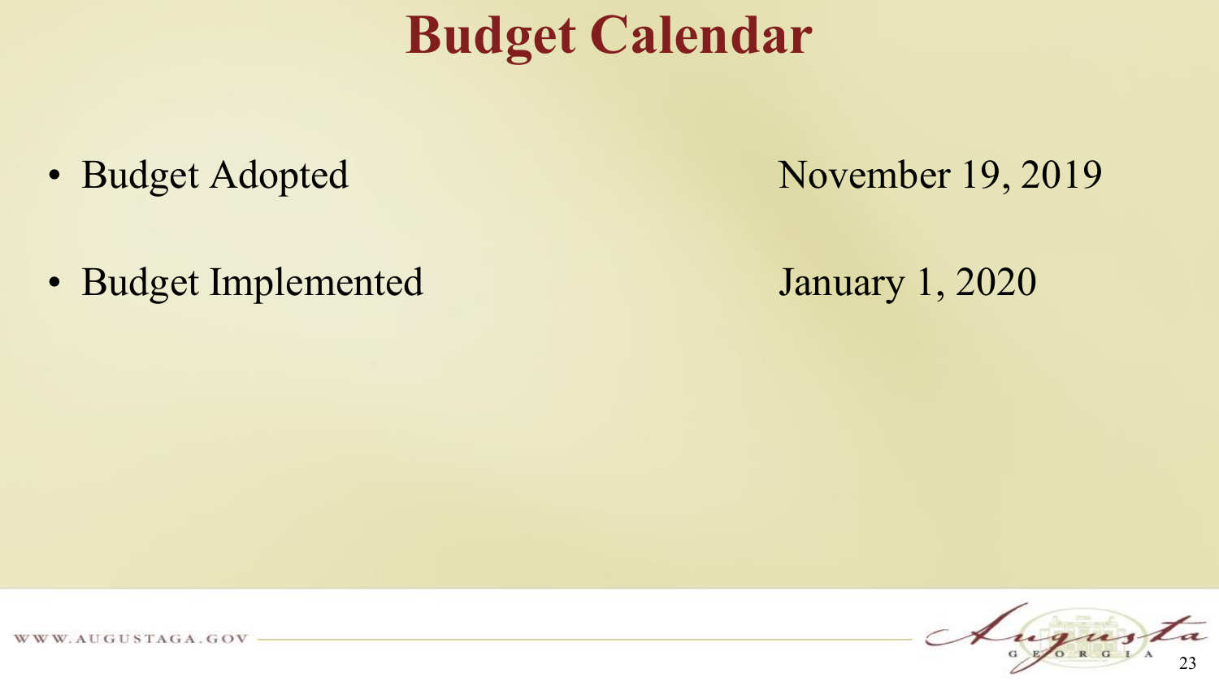# Budget Calendar

- Budget Adopted — November 19, 2019
- Budget Implemented — January 1, 2020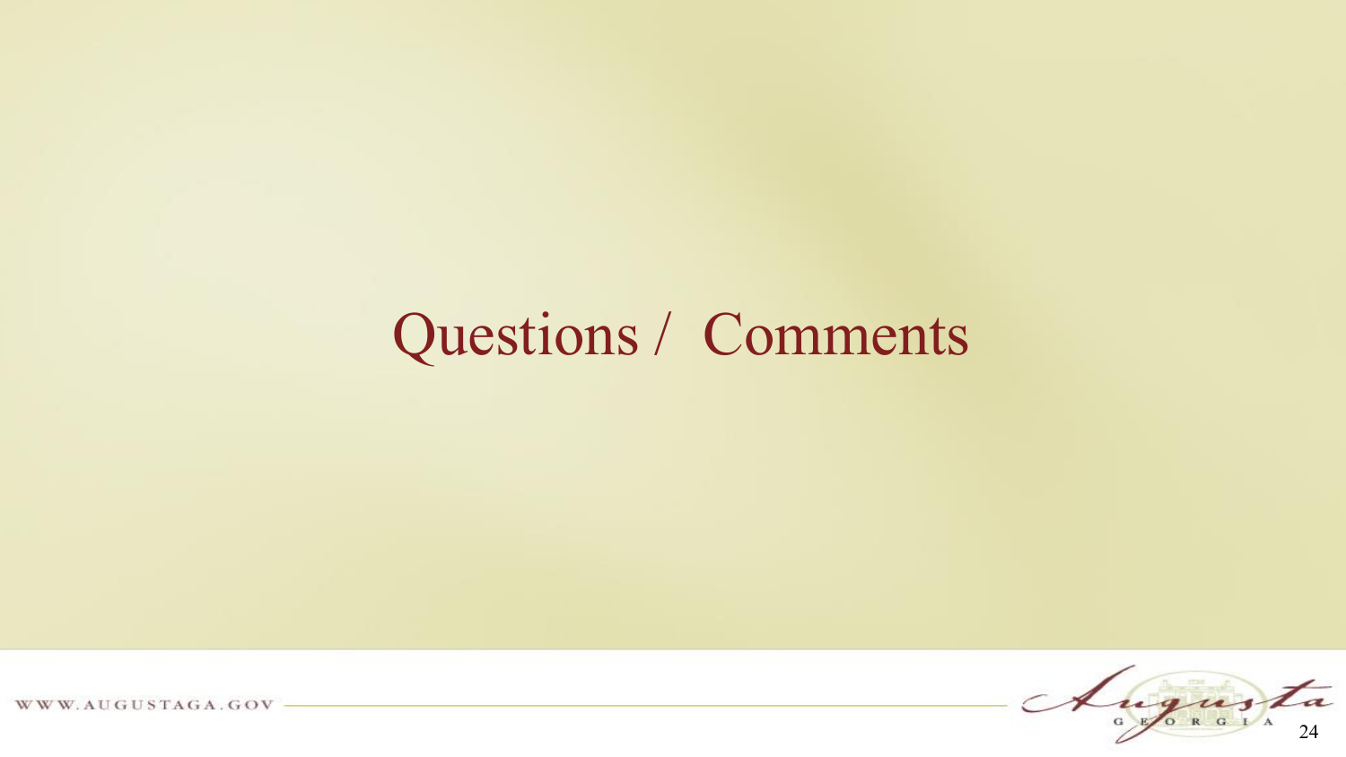# Questions / Comments